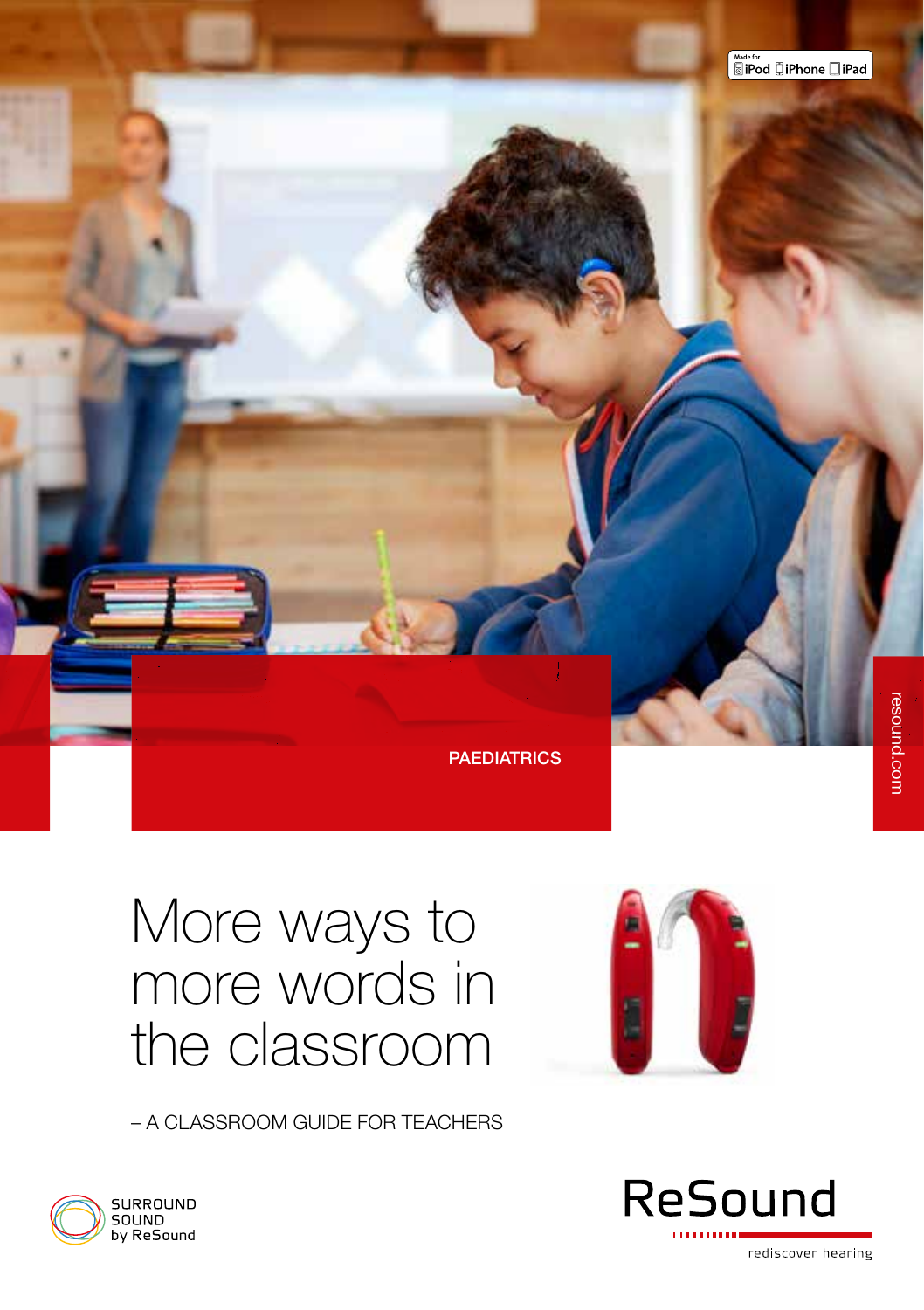Made for iPod iPhone iPad

PAEDIATRICS

resound.com

# More ways to more words in the classroom

– A CLASSROOM GUIDE FOR TEACHERS

SURROUND SOUND by ReSound

ReSound

rediscover hearing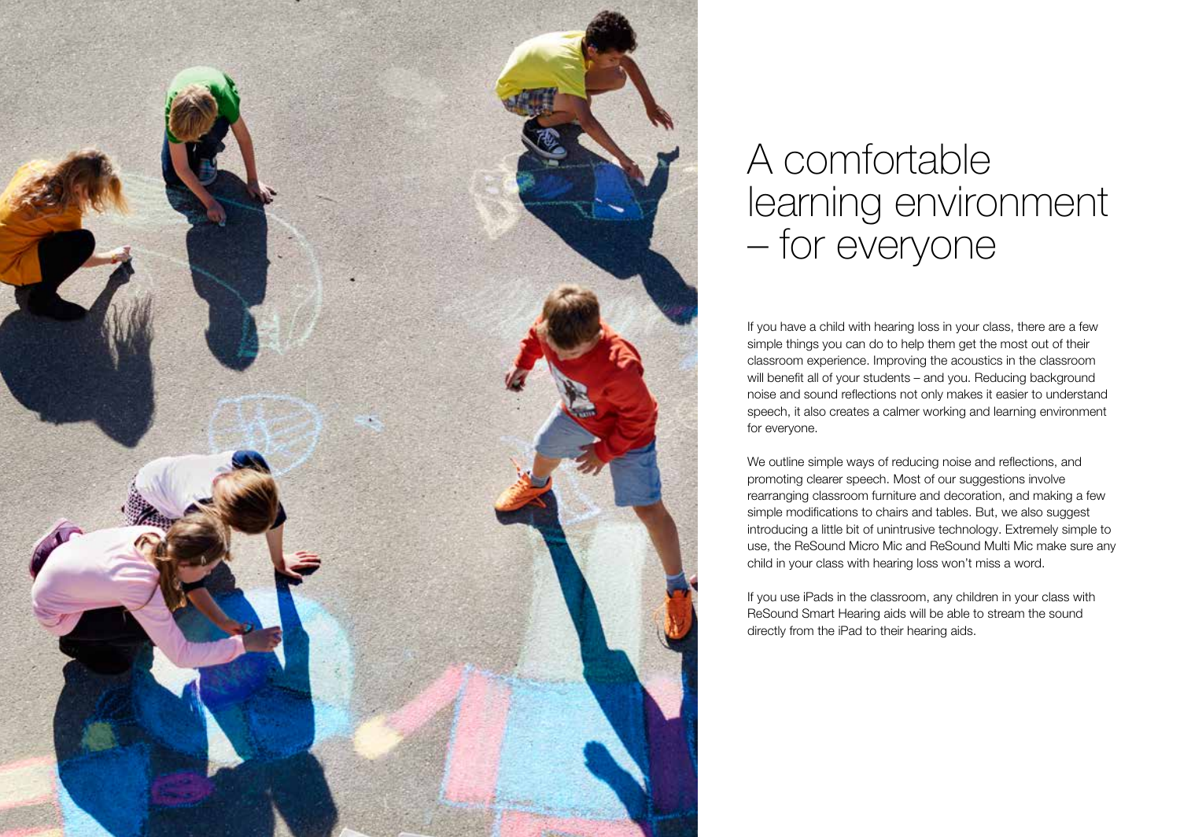# A comfortable learning environment – for everyone

If you have a child with hearing loss in your class, there are a few simple things you can do to help them get the most out of their classroom experience. Improving the acoustics in the classroom will benefit all of your students – and you. Reducing background noise and sound reflections not only makes it easier to understand speech, it also creates a calmer working and learning environment for everyone.

We outline simple ways of reducing noise and reflections, and promoting clearer speech. Most of our suggestions involve rearranging classroom furniture and decoration, and making a few simple modifications to chairs and tables. But, we also suggest introducing a little bit of unintrusive technology. Extremely simple to use, the ReSound Micro Mic and ReSound Multi Mic make sure any child in your class with hearing loss won't miss a word.

If you use iPads in the classroom, any children in your class with ReSound Smart Hearing aids will be able to stream the sound directly from the iPad to their hearing aids.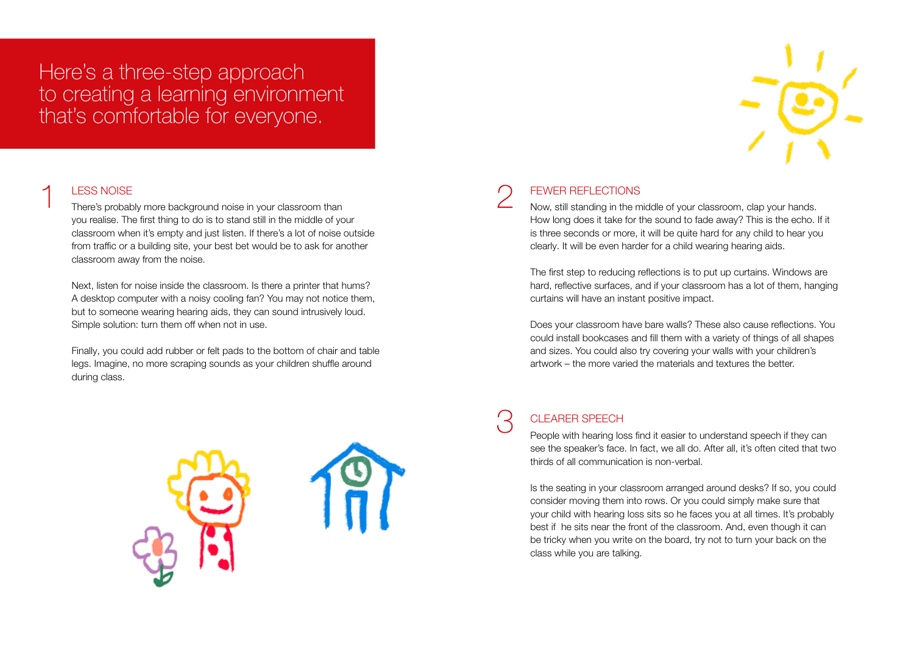# Here's a three-step approach to creating a learning environment that's comfortable for everyone.

## 1 LESS NOISE

There's probably more background noise in your classroom than you realise. The first thing to do is to stand still in the middle of your classroom when it's empty and just listen. If there's a lot of noise outside from traffic or a building site, your best bet would be to ask for another classroom away from the noise.

Next, listen for noise inside the classroom. Is there a printer that hums? A desktop computer with a noisy cooling fan? You may not notice them, but to someone wearing hearing aids, they can sound intrusively loud. Simple solution: turn them off when not in use.

Finally, you could add rubber or felt pads to the bottom of chair and table legs. Imagine, no more scraping sounds as your children shuffle around during class.

## 2 FEWER REFLECTIONS

Now, still standing in the middle of your classroom, clap your hands. How long does it take for the sound to fade away? This is the echo. If it is three seconds or more, it will be quite hard for any child to hear you clearly. It will be even harder for a child wearing hearing aids.

The first step to reducing reflections is to put up curtains. Windows are hard, reflective surfaces, and if your classroom has a lot of them, hanging curtains will have an instant positive impact.

Does your classroom have bare walls? These also cause reflections. You could install bookcases and fill them with a variety of things of all shapes and sizes. You could also try covering your walls with your children's artwork – the more varied the materials and textures the better.

## 3 CLEARER SPEECH

People with hearing loss find it easier to understand speech if they can see the speaker's face. In fact, we all do. After all, it's often cited that two thirds of all communication is non-verbal.

Is the seating in your classroom arranged around desks? If so, you could consider moving them into rows. Or you could simply make sure that your child with hearing loss sits so he faces you at all times. It's probably best if he sits near the front of the classroom. And, even though it can be tricky when you write on the board, try not to turn your back on the class while you are talking.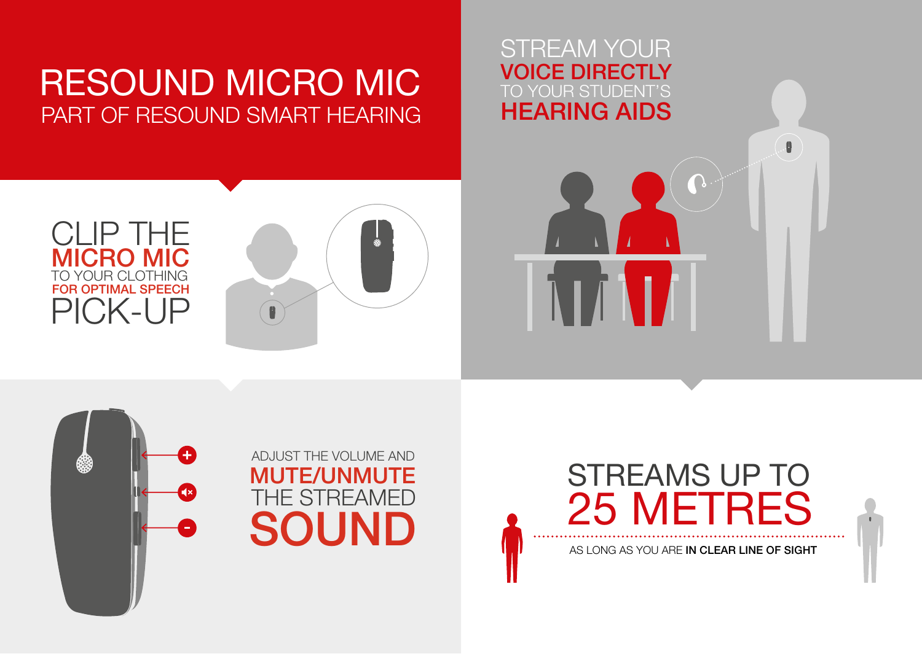# RESOUND MICRO MIC

PART OF RESOUND SMART HEARING

## STREAM YOUR VOICE DIRECTLY TO YOUR STUDENT'S HEARING AIDS

## CLIP THE MICRO MIC TO YOUR CLOTHING FOR OPTIMAL SPEECH PICK-UP

## ADJUST THE VOLUME AND MUTE/UNMUTE THE STREAMED SOUND

## STREAMS UP TO 25 METRES

AS LONG AS YOU ARE **IN CLEAR LINE OF SIGHT**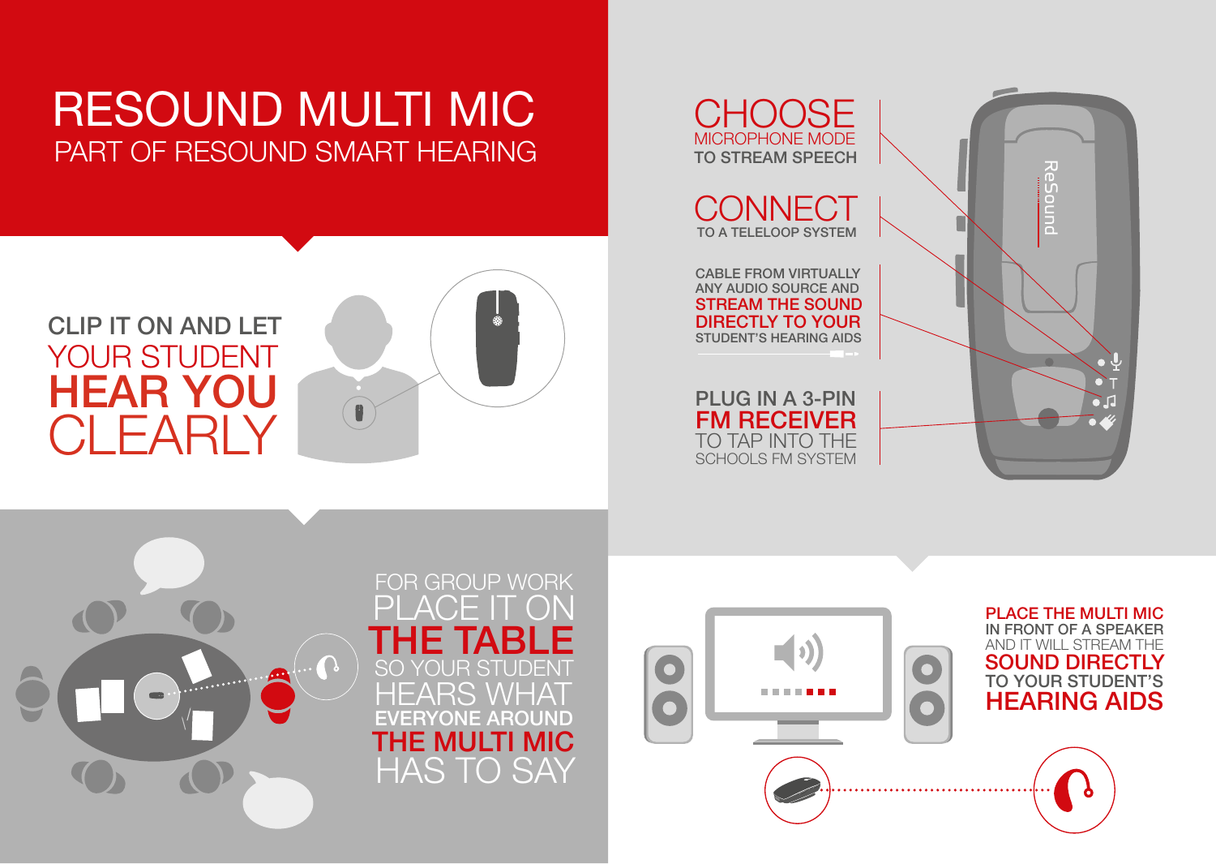# RESOUND MULTI MIC

## PART OF RESOUND SMART HEARING

CLIP IT ON AND LET YOUR STUDENT **HEAR YOU** CLEARLY

**CHOOSE** MICROPHONE MODE TO STREAM SPEECH

**CONNECT** TO A TELELOOP SYSTEM

CABLE FROM VIRTUALLY ANY AUDIO SOURCE AND **STREAM THE SOUND DIRECTLY TO YOUR** STUDENT'S HEARING AIDS

PLUG IN A 3-PIN **FM RECEIVER** TO TAP INTO THE SCHOOLS FM SYSTEM

FOR GROUP WORK PLACE IT ON **THE TABLE** SO YOUR STUDENT HEARS WHAT **EVERYONE AROUND THE MULTI MIC** HAS TO SAY

**PLACE THE MULTI MIC** IN FRONT OF A SPEAKER AND IT WILL STREAM THE **SOUND DIRECTLY** TO YOUR STUDENT'S **HEARING AIDS**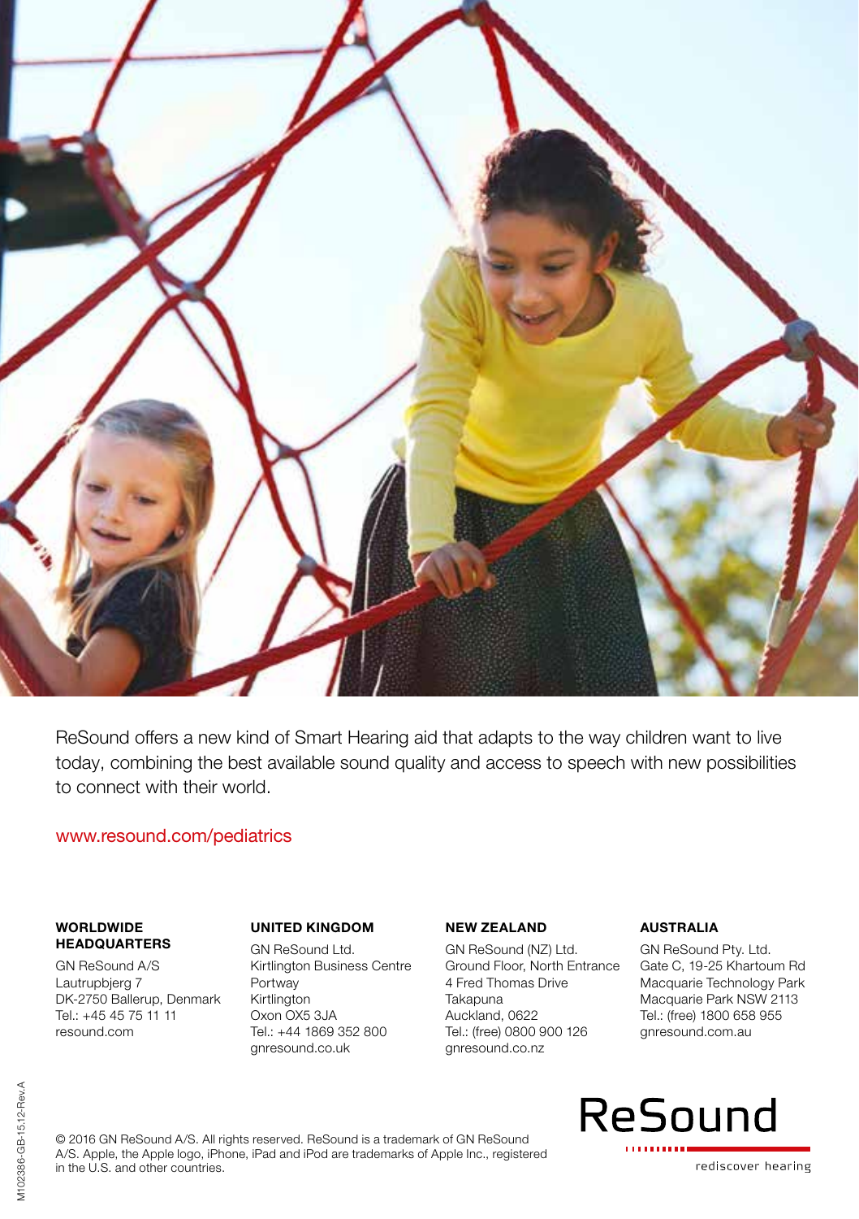ReSound offers a new kind of Smart Hearing aid that adapts to the way children want to live today, combining the best available sound quality and access to speech with new possibilities to connect with their world.

www.resound.com/pediatrics

**WORLDWIDE HEADQUARTERS**

GN ReSound A/S
Lautrupbjerg 7
DK-2750 Ballerup, Denmark
Tel.: +45 45 75 11 11
resound.com

**UNITED KINGDOM**

GN ReSound Ltd.
Kirtlington Business Centre
Portway
Kirtlington
Oxon OX5 3JA
Tel.: +44 1869 352 800
gnresound.co.uk

**NEW ZEALAND**

GN ReSound (NZ) Ltd.
Ground Floor, North Entrance
4 Fred Thomas Drive
Takapuna
Auckland, 0622
Tel.: (free) 0800 900 126
gnresound.co.nz

**AUSTRALIA**

GN ReSound Pty. Ltd.
Gate C, 19-25 Khartoum Rd
Macquarie Technology Park
Macquarie Park NSW 2113
Tel.: (free) 1800 658 955
gnresound.com.au

M102386-GB-15.12-Rev.A

© 2016 GN ReSound A/S. All rights reserved. ReSound is a trademark of GN ReSound A/S. Apple, the Apple logo, iPhone, iPad and iPod are trademarks of Apple Inc., registered in the U.S. and other countries.

ReSound
rediscover hearing